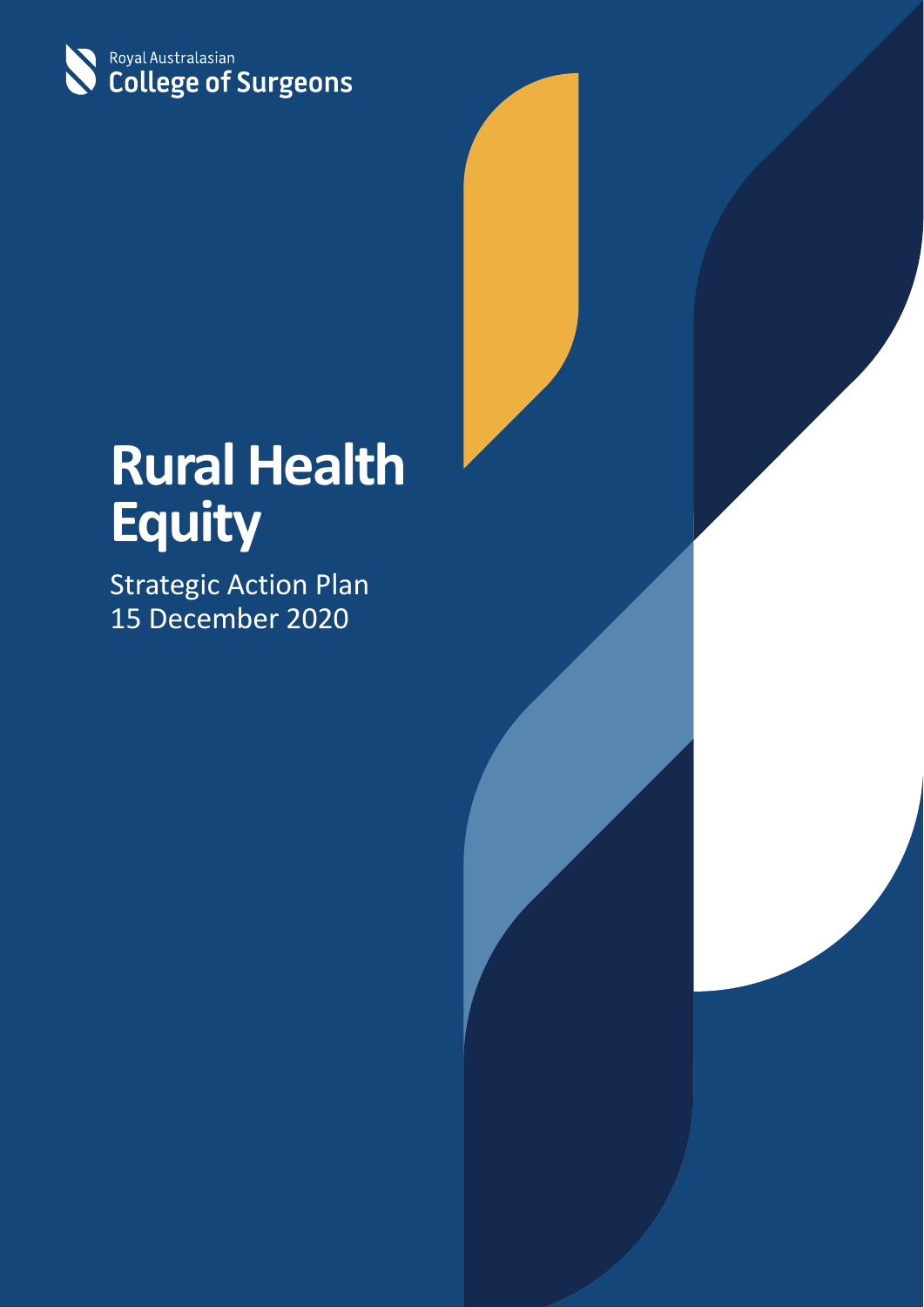Royal Australasian
College of Surgeons

# Rural Health Equity

Strategic Action Plan
15 December 2020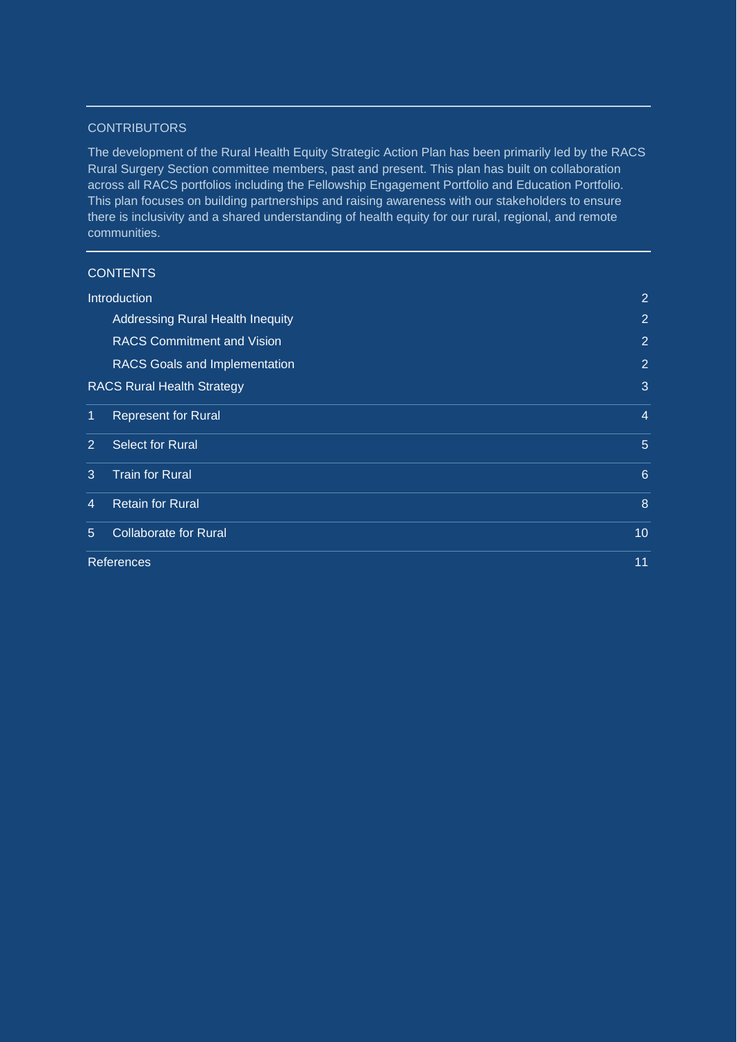## CONTRIBUTORS

The development of the Rural Health Equity Strategic Action Plan has been primarily led by the RACS Rural Surgery Section committee members, past and present. This plan has built on collaboration across all RACS portfolios including the Fellowship Engagement Portfolio and Education Portfolio. This plan focuses on building partnerships and raising awareness with our stakeholders to ensure there is inclusivity and a shared understanding of health equity for our rural, regional, and remote communities.

## CONTENTS

| | | |
|---|---|---|
| Introduction | | 2 |
| | Addressing Rural Health Inequity | 2 |
| | RACS Commitment and Vision | 2 |
| | RACS Goals and Implementation | 2 |
| RACS Rural Health Strategy | | 3 |
| 1 | Represent for Rural | 4 |
| 2 | Select for Rural | 5 |
| 3 | Train for Rural | 6 |
| 4 | Retain for Rural | 8 |
| 5 | Collaborate for Rural | 10 |
| References | | 11 |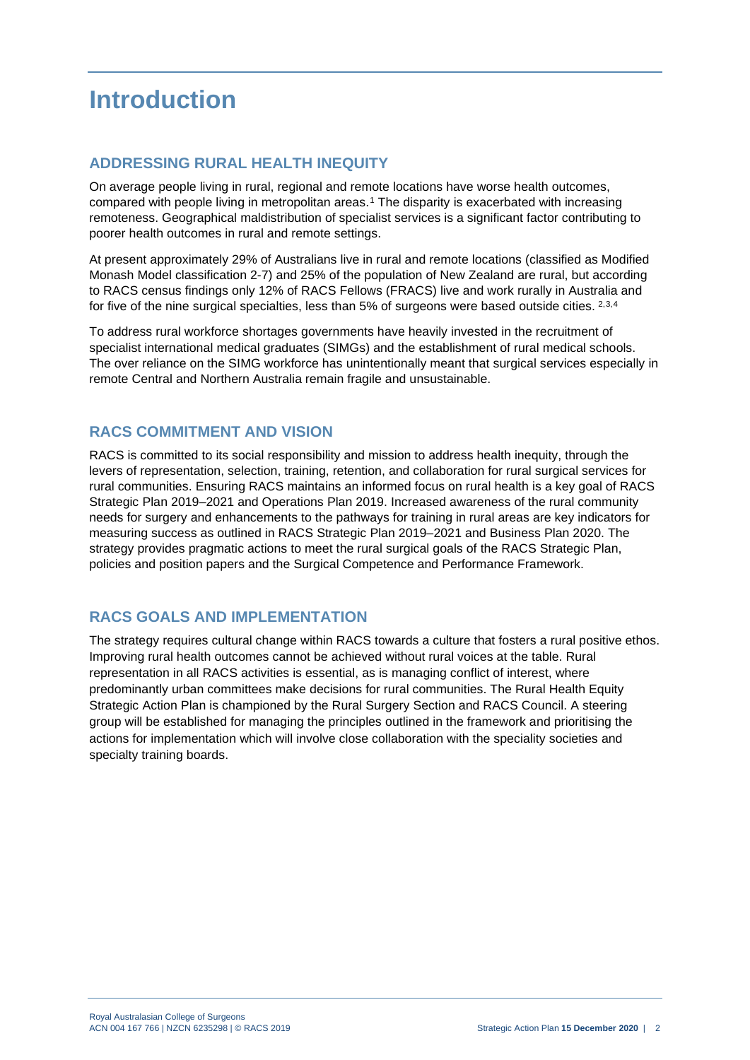# Introduction

## ADDRESSING RURAL HEALTH INEQUITY

On average people living in rural, regional and remote locations have worse health outcomes, compared with people living in metropolitan areas.[1] The disparity is exacerbated with increasing remoteness. Geographical maldistribution of specialist services is a significant factor contributing to poorer health outcomes in rural and remote settings.

At present approximately 29% of Australians live in rural and remote locations (classified as Modified Monash Model classification 2-7) and 25% of the population of New Zealand are rural, but according to RACS census findings only 12% of RACS Fellows (FRACS) live and work rurally in Australia and for five of the nine surgical specialties, less than 5% of surgeons were based outside cities. [2,3,4]

To address rural workforce shortages governments have heavily invested in the recruitment of specialist international medical graduates (SIMGs) and the establishment of rural medical schools. The over reliance on the SIMG workforce has unintentionally meant that surgical services especially in remote Central and Northern Australia remain fragile and unsustainable.

## RACS COMMITMENT AND VISION

RACS is committed to its social responsibility and mission to address health inequity, through the levers of representation, selection, training, retention, and collaboration for rural surgical services for rural communities. Ensuring RACS maintains an informed focus on rural health is a key goal of RACS Strategic Plan 2019–2021 and Operations Plan 2019. Increased awareness of the rural community needs for surgery and enhancements to the pathways for training in rural areas are key indicators for measuring success as outlined in RACS Strategic Plan 2019–2021 and Business Plan 2020. The strategy provides pragmatic actions to meet the rural surgical goals of the RACS Strategic Plan, policies and position papers and the Surgical Competence and Performance Framework.

## RACS GOALS AND IMPLEMENTATION

The strategy requires cultural change within RACS towards a culture that fosters a rural positive ethos. Improving rural health outcomes cannot be achieved without rural voices at the table. Rural representation in all RACS activities is essential, as is managing conflict of interest, where predominantly urban committees make decisions for rural communities. The Rural Health Equity Strategic Action Plan is championed by the Rural Surgery Section and RACS Council. A steering group will be established for managing the principles outlined in the framework and prioritising the actions for implementation which will involve close collaboration with the speciality societies and specialty training boards.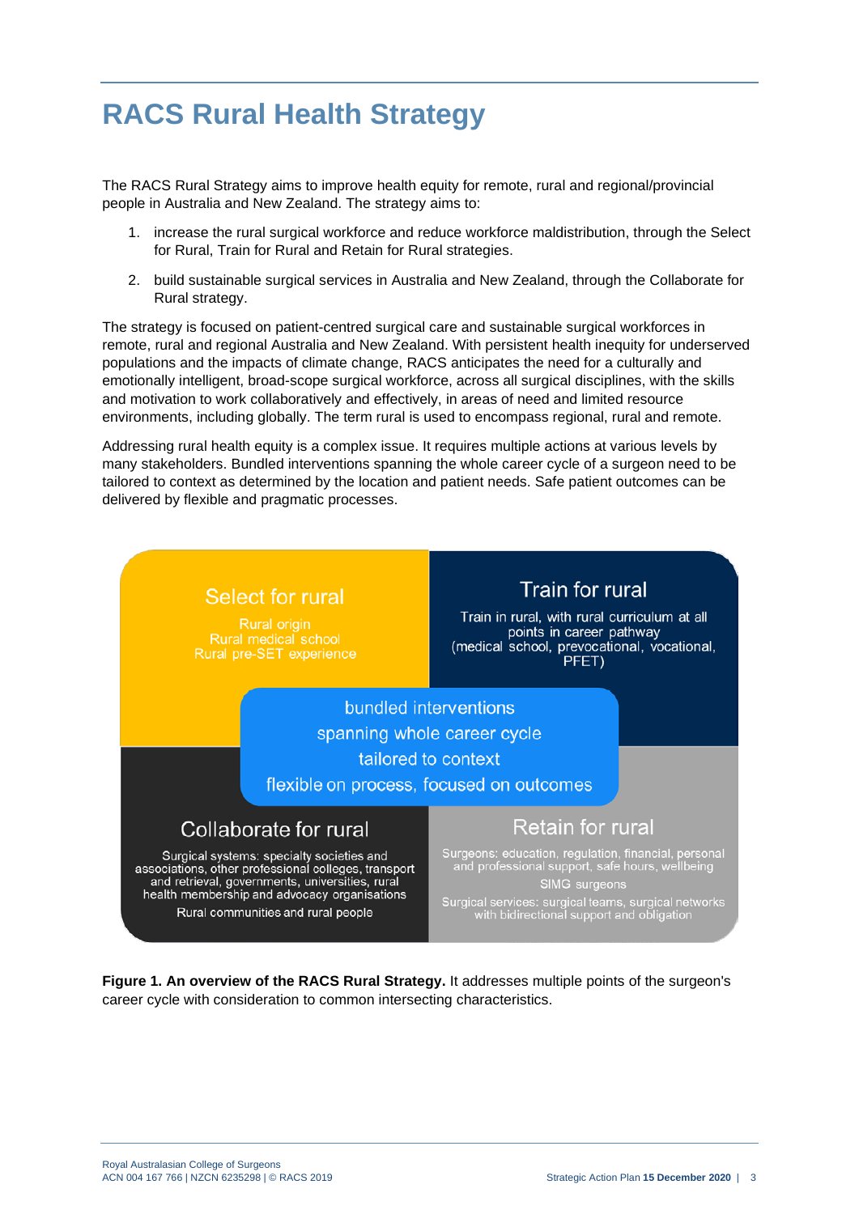# RACS Rural Health Strategy

The RACS Rural Strategy aims to improve health equity for remote, rural and regional/provincial people in Australia and New Zealand. The strategy aims to:

1. increase the rural surgical workforce and reduce workforce maldistribution, through the Select for Rural, Train for Rural and Retain for Rural strategies.
2. build sustainable surgical services in Australia and New Zealand, through the Collaborate for Rural strategy.

The strategy is focused on patient-centred surgical care and sustainable surgical workforces in remote, rural and regional Australia and New Zealand. With persistent health inequity for underserved populations and the impacts of climate change, RACS anticipates the need for a culturally and emotionally intelligent, broad-scope surgical workforce, across all surgical disciplines, with the skills and motivation to work collaboratively and effectively, in areas of need and limited resource environments, including globally. The term rural is used to encompass regional, rural and remote.

Addressing rural health equity is a complex issue. It requires multiple actions at various levels by many stakeholders. Bundled interventions spanning the whole career cycle of a surgeon need to be tailored to context as determined by the location and patient needs. Safe patient outcomes can be delivered by flexible and pragmatic processes.

**Select for rural**

Rural origin
Rural medical school
Rural pre-SET experience

**Train for rural**

Train in rural, with rural curriculum at all points in career pathway (medical school, prevocational, vocational, PFET)

bundled interventions
spanning whole career cycle
tailored to context
flexible on process, focused on outcomes

**Collaborate for rural**

Surgical systems: specialty societies and associations, other professional colleges, transport and retrieval, governments, universities, rural health membership and advocacy organisations
Rural communities and rural people

**Retain for rural**

Surgeons: education, regulation, financial, personal and professional support, safe hours, wellbeing
SIMG surgeons
Surgical services: surgical teams, surgical networks with bidirectional support and obligation

**Figure 1. An overview of the RACS Rural Strategy.** It addresses multiple points of the surgeon's career cycle with consideration to common intersecting characteristics.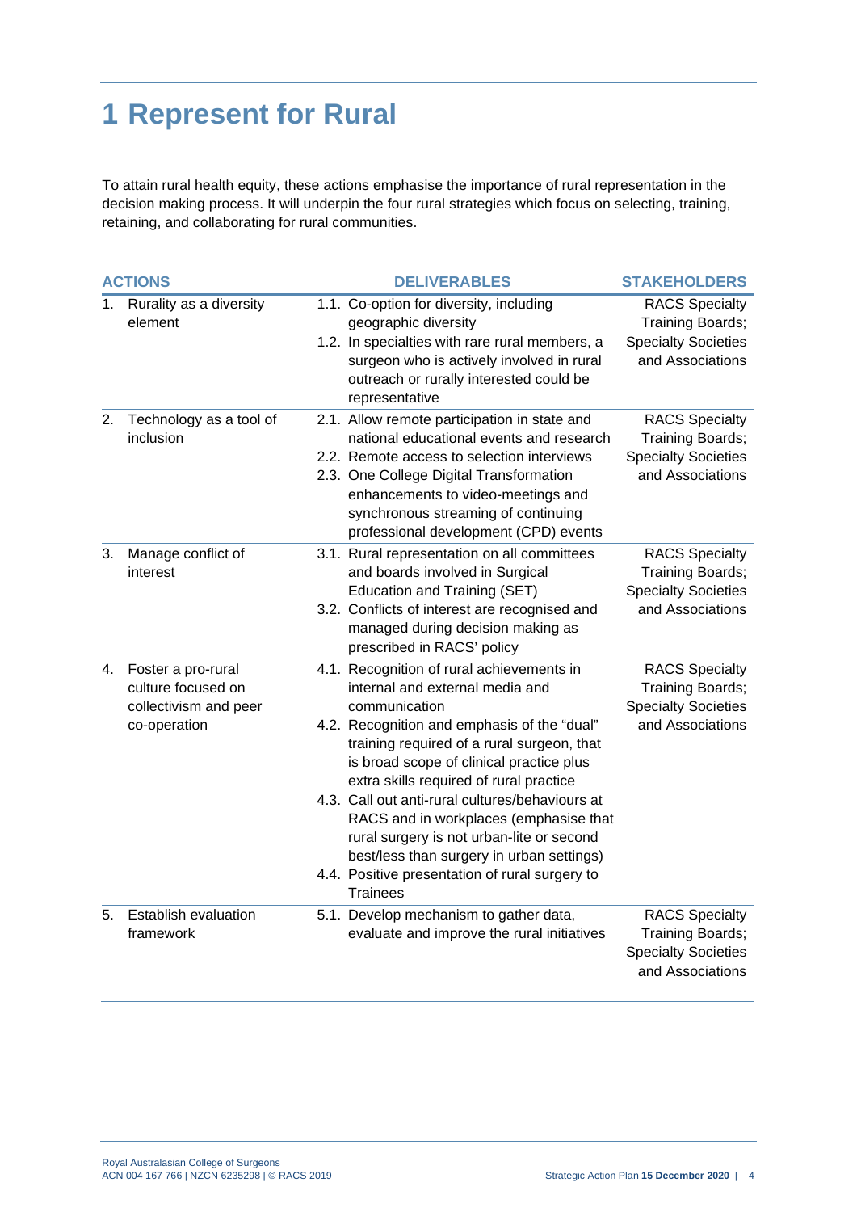# 1 Represent for Rural

To attain rural health equity, these actions emphasise the importance of rural representation in the decision making process. It will underpin the four rural strategies which focus on selecting, training, retaining, and collaborating for rural communities.

| ACTIONS | DELIVERABLES | STAKEHOLDERS |
|---|---|---|
| 1. Rurality as a diversity element | 1.1. Co-option for diversity, including geographic diversity<br>1.2. In specialties with rare rural members, a surgeon who is actively involved in rural outreach or rurally interested could be representative | RACS Specialty Training Boards; Specialty Societies and Associations |
| 2. Technology as a tool of inclusion | 2.1. Allow remote participation in state and national educational events and research<br>2.2. Remote access to selection interviews<br>2.3. One College Digital Transformation enhancements to video-meetings and synchronous streaming of continuing professional development (CPD) events | RACS Specialty Training Boards; Specialty Societies and Associations |
| 3. Manage conflict of interest | 3.1. Rural representation on all committees and boards involved in Surgical Education and Training (SET)<br>3.2. Conflicts of interest are recognised and managed during decision making as prescribed in RACS' policy | RACS Specialty Training Boards; Specialty Societies and Associations |
| 4. Foster a pro-rural culture focused on collectivism and peer co-operation | 4.1. Recognition of rural achievements in internal and external media and communication<br>4.2. Recognition and emphasis of the "dual" training required of a rural surgeon, that is broad scope of clinical practice plus extra skills required of rural practice<br>4.3. Call out anti-rural cultures/behaviours at RACS and in workplaces (emphasise that rural surgery is not urban-lite or second best/less than surgery in urban settings)<br>4.4. Positive presentation of rural surgery to Trainees | RACS Specialty Training Boards; Specialty Societies and Associations |
| 5. Establish evaluation framework | 5.1. Develop mechanism to gather data, evaluate and improve the rural initiatives | RACS Specialty Training Boards; Specialty Societies and Associations |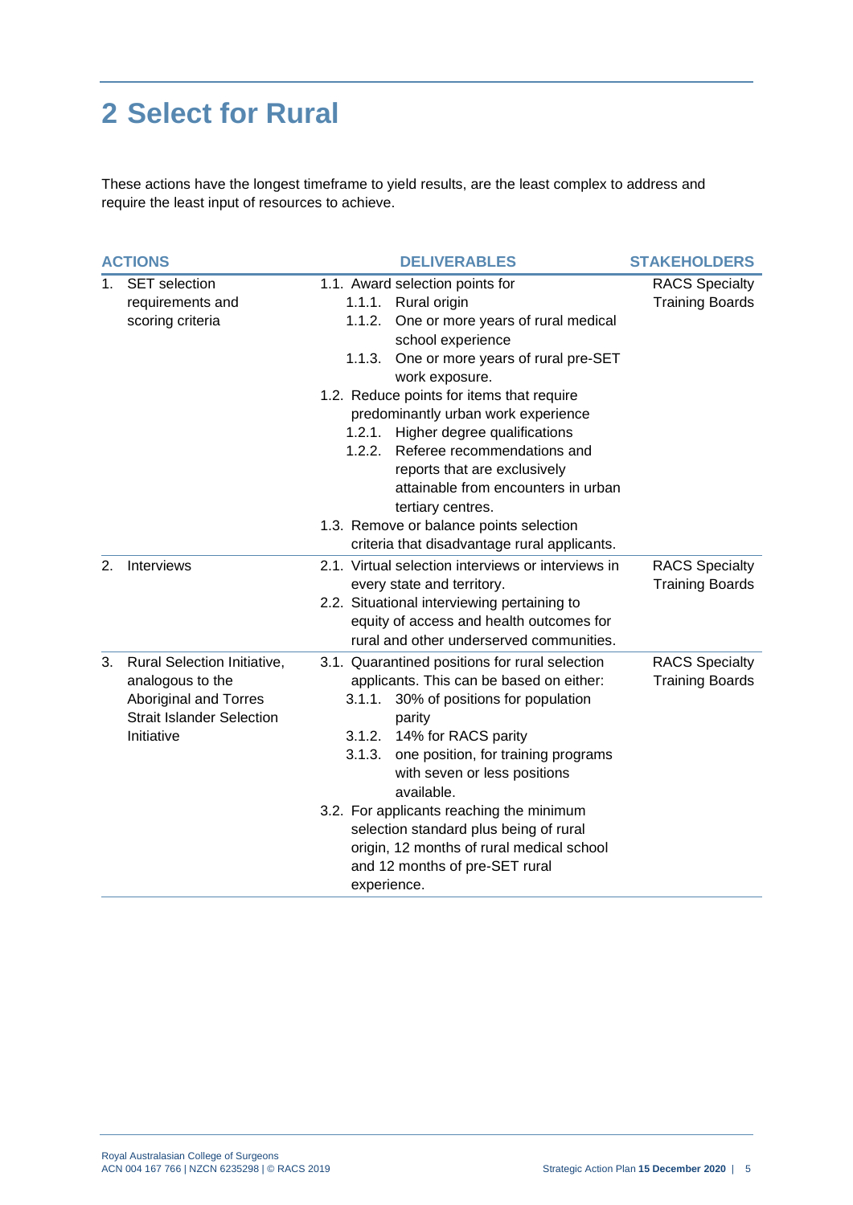# 2 Select for Rural

These actions have the longest timeframe to yield results, are the least complex to address and require the least input of resources to achieve.

| ACTIONS | DELIVERABLES | STAKEHOLDERS |
|---|---|---|
| 1. SET selection requirements and scoring criteria | 1.1. Award selection points for<br>1.1.1. Rural origin<br>1.1.2. One or more years of rural medical school experience<br>1.1.3. One or more years of rural pre-SET work exposure.<br>1.2. Reduce points for items that require predominantly urban work experience<br>1.2.1. Higher degree qualifications<br>1.2.2. Referee recommendations and reports that are exclusively attainable from encounters in urban tertiary centres.<br>1.3. Remove or balance points selection criteria that disadvantage rural applicants. | RACS Specialty Training Boards |
| 2. Interviews | 2.1. Virtual selection interviews or interviews in every state and territory.<br>2.2. Situational interviewing pertaining to equity of access and health outcomes for rural and other underserved communities. | RACS Specialty Training Boards |
| 3. Rural Selection Initiative, analogous to the Aboriginal and Torres Strait Islander Selection Initiative | 3.1. Quarantined positions for rural selection applicants. This can be based on either:<br>3.1.1. 30% of positions for population parity<br>3.1.2. 14% for RACS parity<br>3.1.3. one position, for training programs with seven or less positions available.<br>3.2. For applicants reaching the minimum selection standard plus being of rural origin, 12 months of rural medical school and 12 months of pre-SET rural experience. | RACS Specialty Training Boards |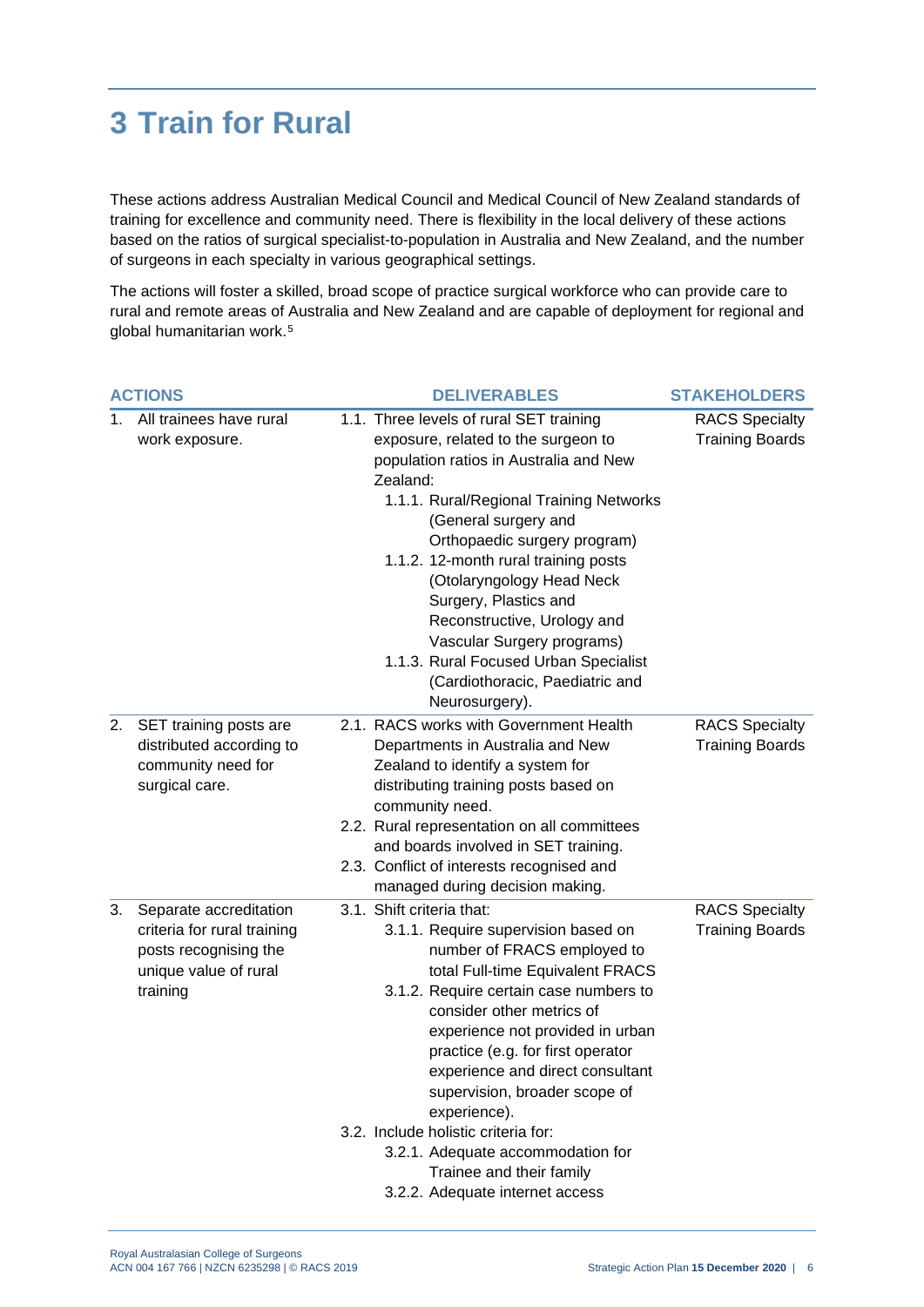# 3 Train for Rural

These actions address Australian Medical Council and Medical Council of New Zealand standards of training for excellence and community need. There is flexibility in the local delivery of these actions based on the ratios of surgical specialist-to-population in Australia and New Zealand, and the number of surgeons in each specialty in various geographical settings.

The actions will foster a skilled, broad scope of practice surgical workforce who can provide care to rural and remote areas of Australia and New Zealand and are capable of deployment for regional and global humanitarian work.[5]

| ACTIONS | DELIVERABLES | STAKEHOLDERS |
|---|---|---|
| 1. All trainees have rural work exposure. | 1.1. Three levels of rural SET training exposure, related to the surgeon to population ratios in Australia and New Zealand:<br>1.1.1. Rural/Regional Training Networks (General surgery and Orthopaedic surgery program)<br>1.1.2. 12-month rural training posts (Otolaryngology Head Neck Surgery, Plastics and Reconstructive, Urology and Vascular Surgery programs)<br>1.1.3. Rural Focused Urban Specialist (Cardiothoracic, Paediatric and Neurosurgery). | RACS Specialty Training Boards |
| 2. SET training posts are distributed according to community need for surgical care. | 2.1. RACS works with Government Health Departments in Australia and New Zealand to identify a system for distributing training posts based on community need.<br>2.2. Rural representation on all committees and boards involved in SET training.<br>2.3. Conflict of interests recognised and managed during decision making. | RACS Specialty Training Boards |
| 3. Separate accreditation criteria for rural training posts recognising the unique value of rural training | 3.1. Shift criteria that:<br>3.1.1. Require supervision based on number of FRACS employed to total Full-time Equivalent FRACS<br>3.1.2. Require certain case numbers to consider other metrics of experience not provided in urban practice (e.g. for first operator experience and direct consultant supervision, broader scope of experience).<br>3.2. Include holistic criteria for:<br>3.2.1. Adequate accommodation for Trainee and their family<br>3.2.2. Adequate internet access | RACS Specialty Training Boards |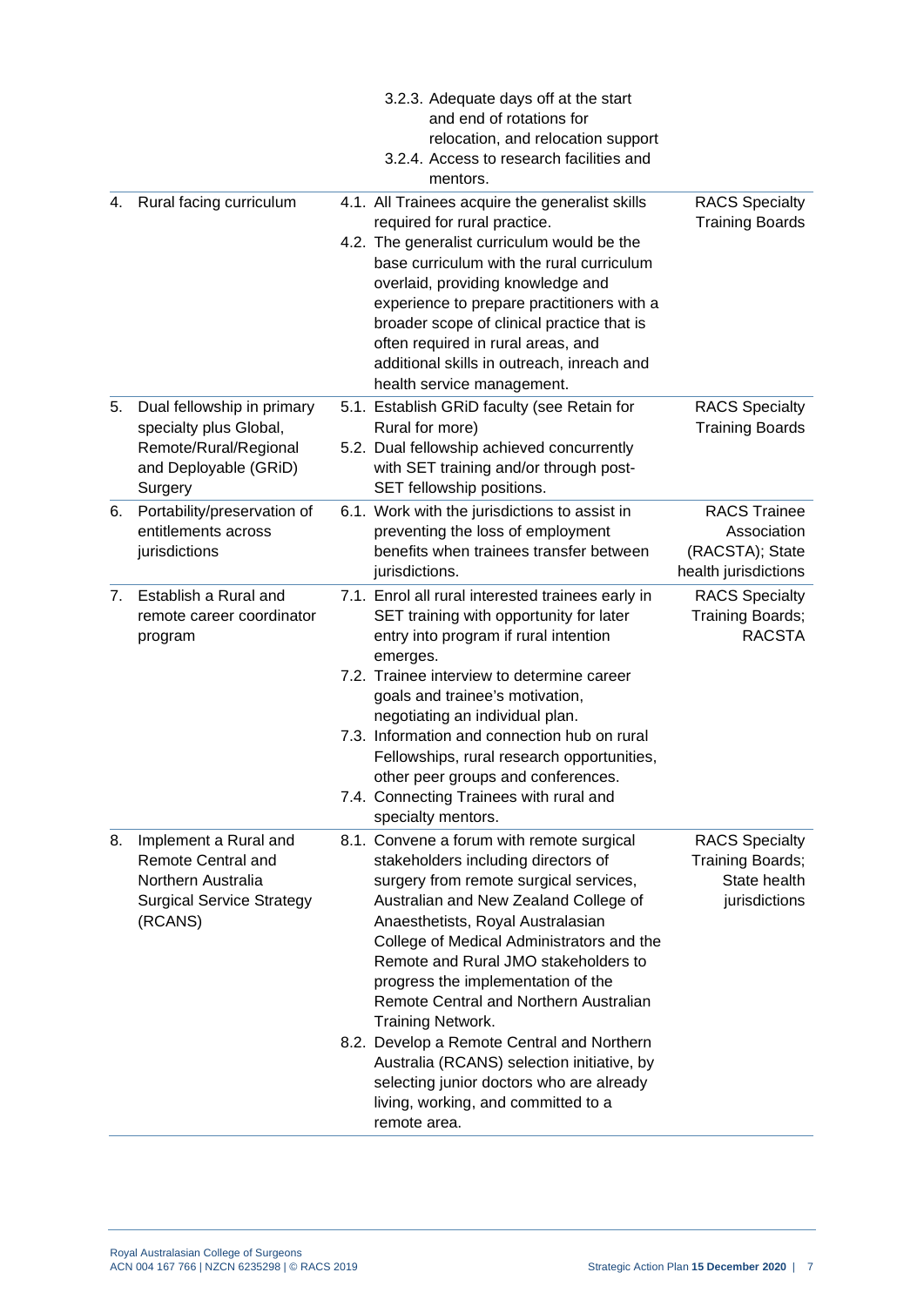| | | | |
|---|---|---|---|
| | | 3.2.3. Adequate days off at the start and end of rotations for relocation, and relocation support<br>3.2.4. Access to research facilities and mentors. | |
| 4. | Rural facing curriculum | 4.1. All Trainees acquire the generalist skills required for rural practice.<br>4.2. The generalist curriculum would be the base curriculum with the rural curriculum overlaid, providing knowledge and experience to prepare practitioners with a broader scope of clinical practice that is often required in rural areas, and additional skills in outreach, inreach and health service management. | RACS Specialty Training Boards |
| 5. | Dual fellowship in primary specialty plus Global, Remote/Rural/Regional and Deployable (GRiD) Surgery | 5.1. Establish GRiD faculty (see Retain for Rural for more)<br>5.2. Dual fellowship achieved concurrently with SET training and/or through post-SET fellowship positions. | RACS Specialty Training Boards |
| 6. | Portability/preservation of entitlements across jurisdictions | 6.1. Work with the jurisdictions to assist in preventing the loss of employment benefits when trainees transfer between jurisdictions. | RACS Trainee Association (RACSTA); State health jurisdictions |
| 7. | Establish a Rural and remote career coordinator program | 7.1. Enrol all rural interested trainees early in SET training with opportunity for later entry into program if rural intention emerges.<br>7.2. Trainee interview to determine career goals and trainee's motivation, negotiating an individual plan.<br>7.3. Information and connection hub on rural Fellowships, rural research opportunities, other peer groups and conferences.<br>7.4. Connecting Trainees with rural and specialty mentors. | RACS Specialty Training Boards; RACSTA |
| 8. | Implement a Rural and Remote Central and Northern Australia Surgical Service Strategy (RCANS) | 8.1. Convene a forum with remote surgical stakeholders including directors of surgery from remote surgical services, Australian and New Zealand College of Anaesthetists, Royal Australasian College of Medical Administrators and the Remote and Rural JMO stakeholders to progress the implementation of the Remote Central and Northern Australian Training Network.<br>8.2. Develop a Remote Central and Northern Australia (RCANS) selection initiative, by selecting junior doctors who are already living, working, and committed to a remote area. | RACS Specialty Training Boards; State health jurisdictions |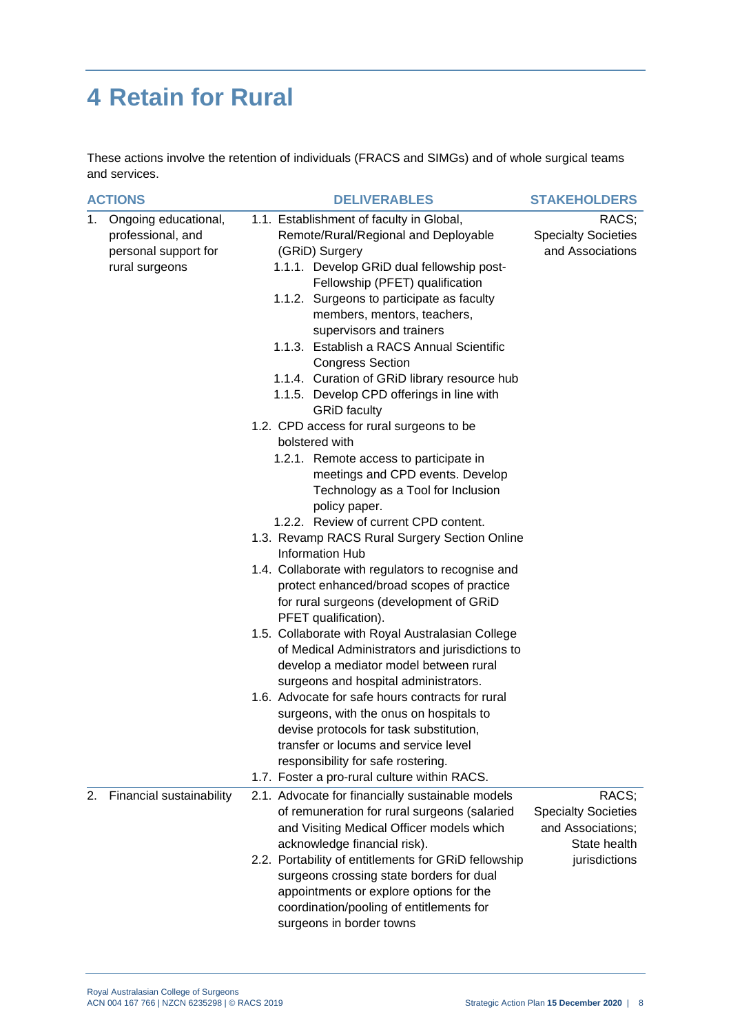# 4 Retain for Rural

These actions involve the retention of individuals (FRACS and SIMGs) and of whole surgical teams and services.

| ACTIONS | DELIVERABLES | STAKEHOLDERS |
|---|---|---|
| 1. Ongoing educational, professional, and personal support for rural surgeons | 1.1. Establishment of faculty in Global, Remote/Rural/Regional and Deployable (GRiD) Surgery<br>1.1.1. Develop GRiD dual fellowship post-Fellowship (PFET) qualification<br>1.1.2. Surgeons to participate as faculty members, mentors, teachers, supervisors and trainers<br>1.1.3. Establish a RACS Annual Scientific Congress Section<br>1.1.4. Curation of GRiD library resource hub<br>1.1.5. Develop CPD offerings in line with GRiD faculty<br>1.2. CPD access for rural surgeons to be bolstered with<br>1.2.1. Remote access to participate in meetings and CPD events. Develop Technology as a Tool for Inclusion policy paper.<br>1.2.2. Review of current CPD content.<br>1.3. Revamp RACS Rural Surgery Section Online Information Hub<br>1.4. Collaborate with regulators to recognise and protect enhanced/broad scopes of practice for rural surgeons (development of GRiD PFET qualification).<br>1.5. Collaborate with Royal Australasian College of Medical Administrators and jurisdictions to develop a mediator model between rural surgeons and hospital administrators.<br>1.6. Advocate for safe hours contracts for rural surgeons, with the onus on hospitals to devise protocols for task substitution, transfer or locums and service level responsibility for safe rostering.<br>1.7. Foster a pro-rural culture within RACS. | RACS; Specialty Societies and Associations |
| 2. Financial sustainability | 2.1. Advocate for financially sustainable models of remuneration for rural surgeons (salaried and Visiting Medical Officer models which acknowledge financial risk).<br>2.2. Portability of entitlements for GRiD fellowship surgeons crossing state borders for dual appointments or explore options for the coordination/pooling of entitlements for surgeons in border towns | RACS; Specialty Societies and Associations; State health jurisdictions |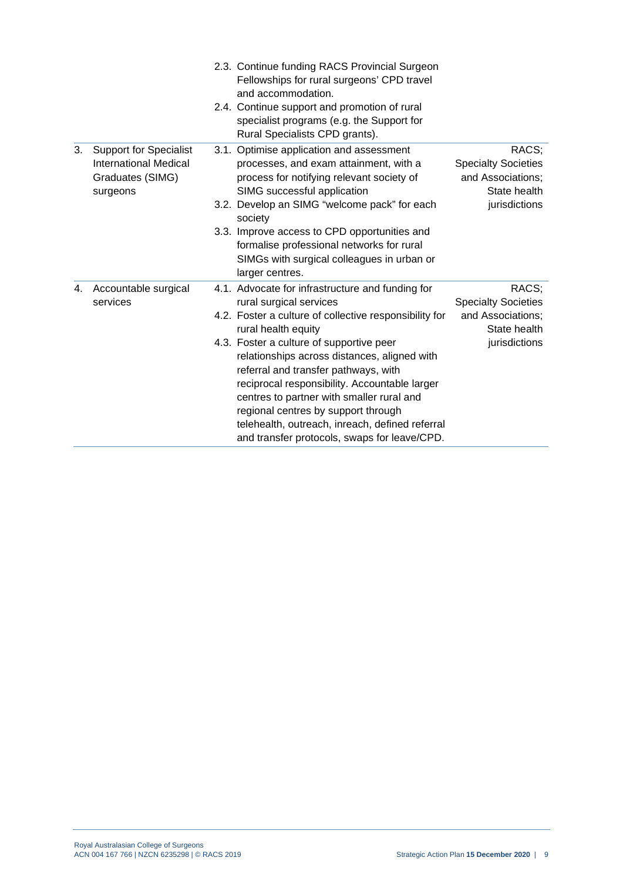| | | | |
|---|---|---|---|
| | | 2.3. Continue funding RACS Provincial Surgeon Fellowships for rural surgeons' CPD travel and accommodation.<br>2.4. Continue support and promotion of rural specialist programs (e.g. the Support for Rural Specialists CPD grants). | |
| 3. | Support for Specialist International Medical Graduates (SIMG) surgeons | 3.1. Optimise application and assessment processes, and exam attainment, with a process for notifying relevant society of SIMG successful application<br>3.2. Develop an SIMG "welcome pack" for each society<br>3.3. Improve access to CPD opportunities and formalise professional networks for rural SIMGs with surgical colleagues in urban or larger centres. | RACS; Specialty Societies and Associations; State health jurisdictions |
| 4. | Accountable surgical services | 4.1. Advocate for infrastructure and funding for rural surgical services<br>4.2. Foster a culture of collective responsibility for rural health equity<br>4.3. Foster a culture of supportive peer relationships across distances, aligned with referral and transfer pathways, with reciprocal responsibility. Accountable larger centres to partner with smaller rural and regional centres by support through telehealth, outreach, inreach, defined referral and transfer protocols, swaps for leave/CPD. | RACS; Specialty Societies and Associations; State health jurisdictions |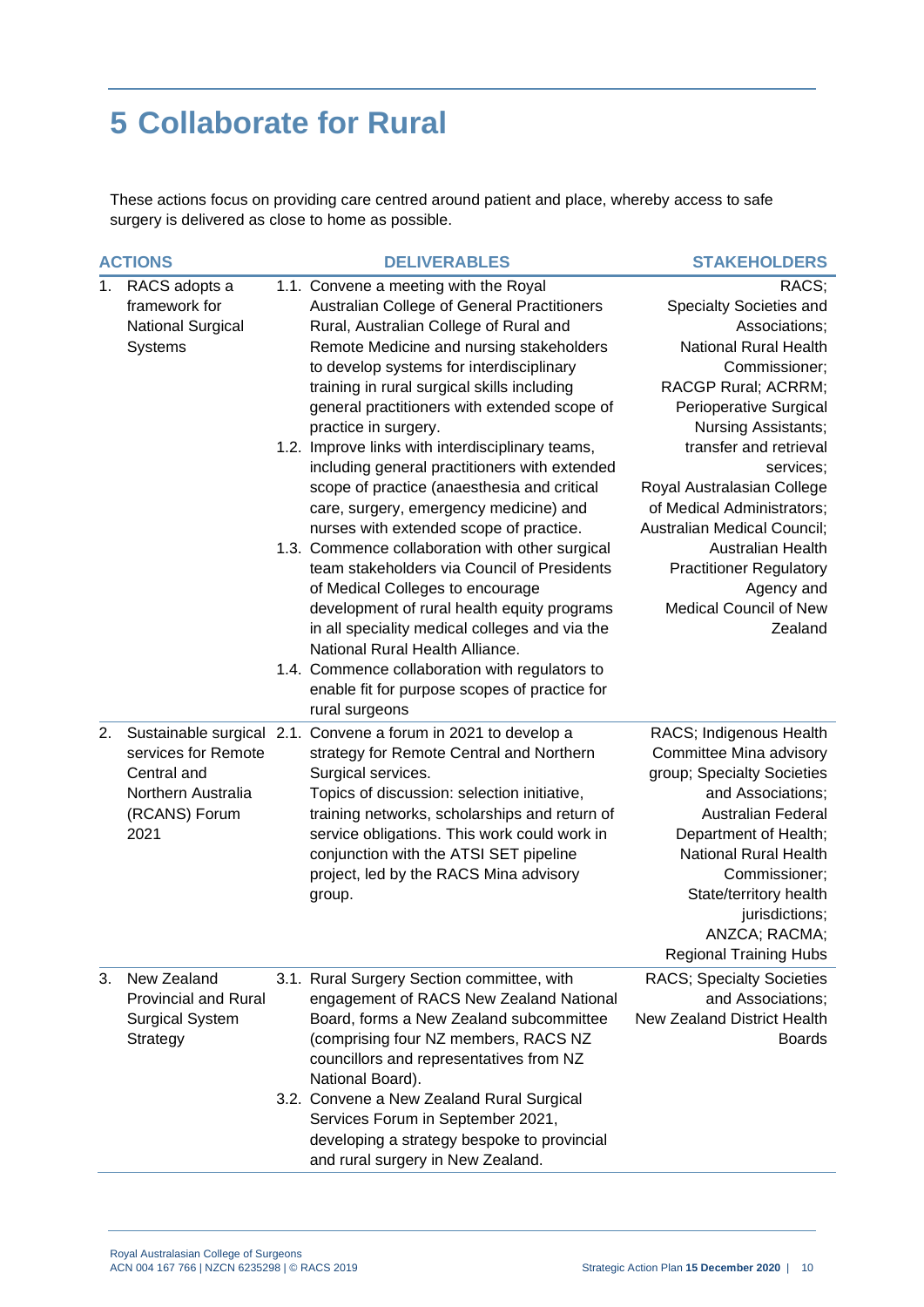# 5 Collaborate for Rural

These actions focus on providing care centred around patient and place, whereby access to safe surgery is delivered as close to home as possible.

| ACTIONS | DELIVERABLES | STAKEHOLDERS |
|---|---|---|
| 1. RACS adopts a framework for National Surgical Systems | 1.1. Convene a meeting with the Royal Australian College of General Practitioners Rural, Australian College of Rural and Remote Medicine and nursing stakeholders to develop systems for interdisciplinary training in rural surgical skills including general practitioners with extended scope of practice in surgery.<br>1.2. Improve links with interdisciplinary teams, including general practitioners with extended scope of practice (anaesthesia and critical care, surgery, emergency medicine) and nurses with extended scope of practice.<br>1.3. Commence collaboration with other surgical team stakeholders via Council of Presidents of Medical Colleges to encourage development of rural health equity programs in all speciality medical colleges and via the National Rural Health Alliance.<br>1.4. Commence collaboration with regulators to enable fit for purpose scopes of practice for rural surgeons | RACS; Specialty Societies and Associations; National Rural Health Commissioner; RACGP Rural; ACRRM; Perioperative Surgical Nursing Assistants; transfer and retrieval services; Royal Australasian College of Medical Administrators; Australian Medical Council; Australian Health Practitioner Regulatory Agency and Medical Council of New Zealand |
| 2. Sustainable surgical services for Remote Central and Northern Australia (RCANS) Forum 2021 | 2.1. Convene a forum in 2021 to develop a strategy for Remote Central and Northern Surgical services.<br>Topics of discussion: selection initiative, training networks, scholarships and return of service obligations. This work could work in conjunction with the ATSI SET pipeline project, led by the RACS Mina advisory group. | RACS; Indigenous Health Committee Mina advisory group; Specialty Societies and Associations; Australian Federal Department of Health; National Rural Health Commissioner; State/territory health jurisdictions; ANZCA; RACMA; Regional Training Hubs |
| 3. New Zealand Provincial and Rural Surgical System Strategy | 3.1. Rural Surgery Section committee, with engagement of RACS New Zealand National Board, forms a New Zealand subcommittee (comprising four NZ members, RACS NZ councillors and representatives from NZ National Board).<br>3.2. Convene a New Zealand Rural Surgical Services Forum in September 2021, developing a strategy bespoke to provincial and rural surgery in New Zealand. | RACS; Specialty Societies and Associations; New Zealand District Health Boards |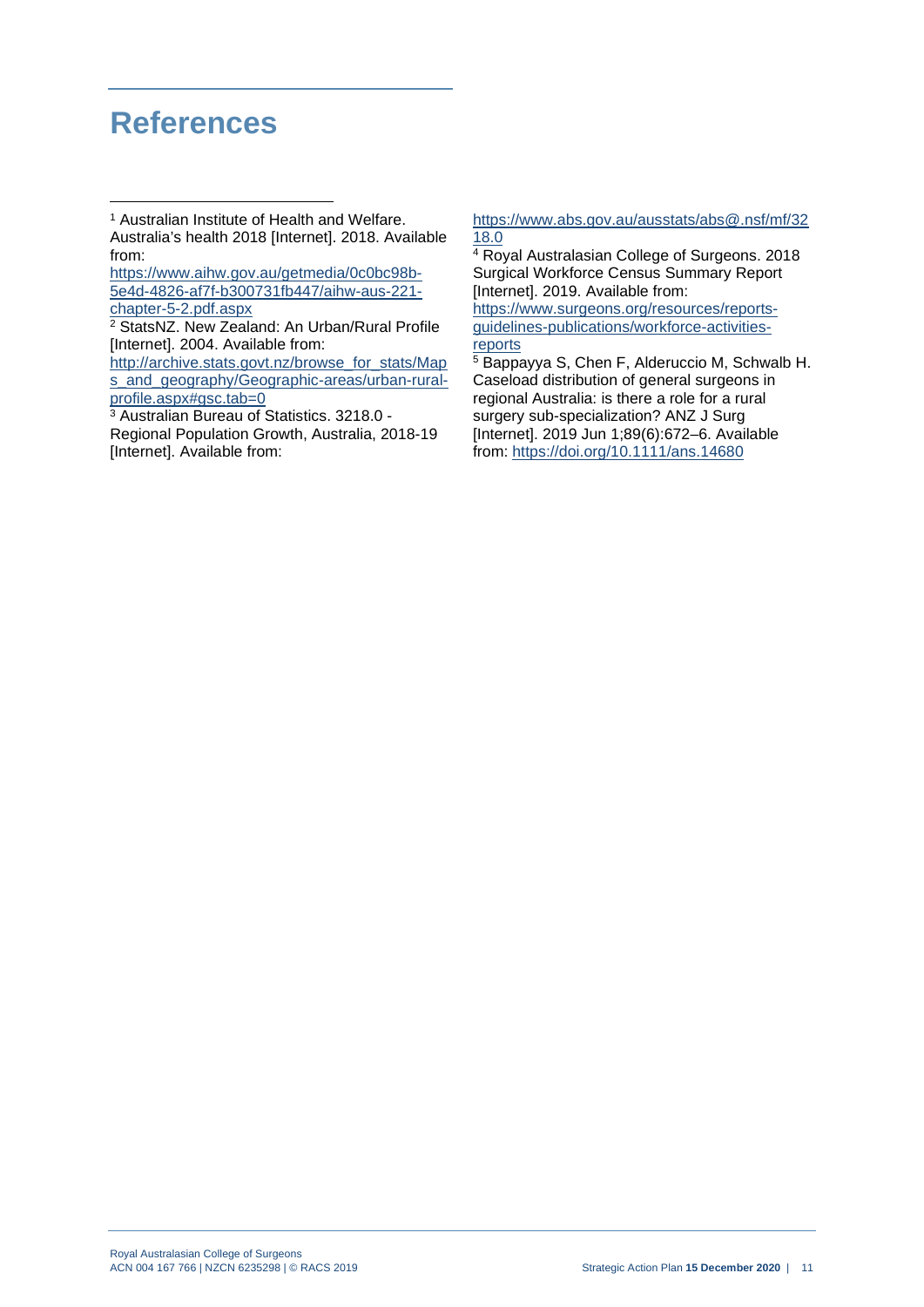# References

[1] Australian Institute of Health and Welfare. Australia's health 2018 [Internet]. 2018. Available from: https://www.aihw.gov.au/getmedia/0c0bc98b-5e4d-4826-af7f-b300731fb447/aihw-aus-221-chapter-5-2.pdf.aspx

[2] StatsNZ. New Zealand: An Urban/Rural Profile [Internet]. 2004. Available from: http://archive.stats.govt.nz/browse_for_stats/Maps_and_geography/Geographic-areas/urban-rural-profile.aspx#gsc.tab=0

[3] Australian Bureau of Statistics. 3218.0 - Regional Population Growth, Australia, 2018-19 [Internet]. Available from: https://www.abs.gov.au/ausstats/abs@.nsf/mf/3218.0

[4] Royal Australasian College of Surgeons. 2018 Surgical Workforce Census Summary Report [Internet]. 2019. Available from: https://www.surgeons.org/resources/reports-guidelines-publications/workforce-activities-reports

[5] Bappayya S, Chen F, Alderuccio M, Schwalb H. Caseload distribution of general surgeons in regional Australia: is there a role for a rural surgery sub-specialization? ANZ J Surg [Internet]. 2019 Jun 1;89(6):672–6. Available from: https://doi.org/10.1111/ans.14680